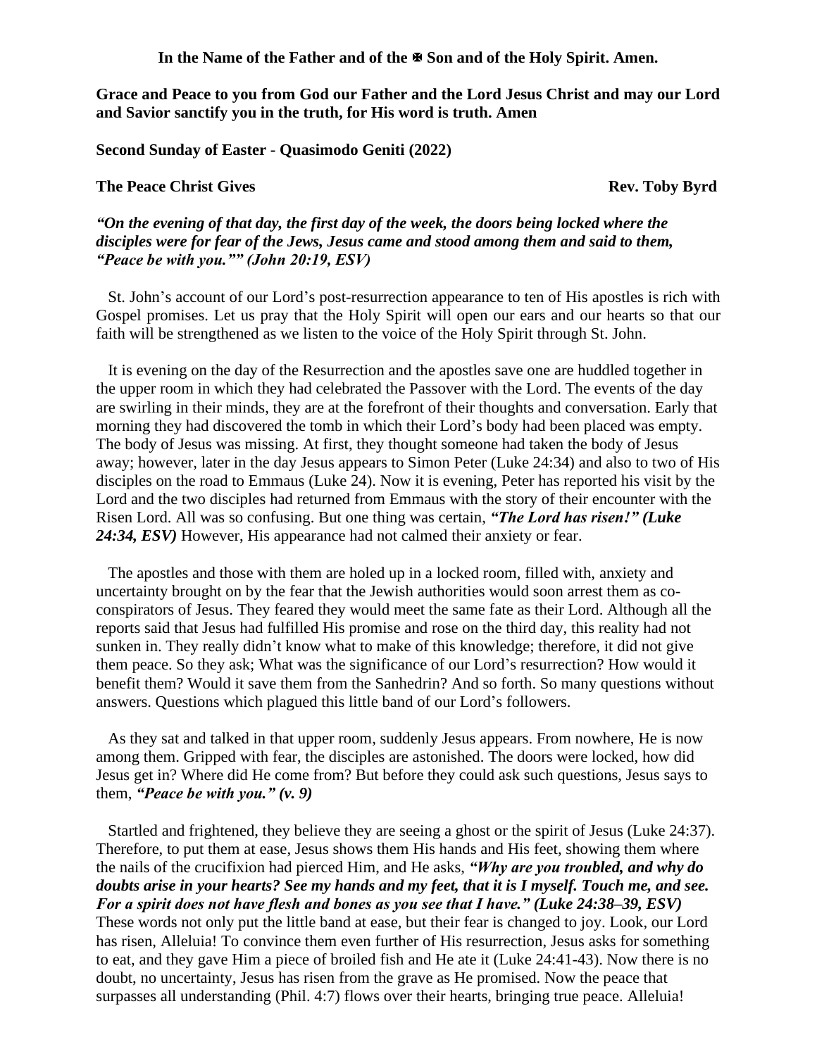**In the Name of the Father and of the ✠ Son and of the Holy Spirit. Amen.**

**Grace and Peace to you from God our Father and the Lord Jesus Christ and may our Lord and Savior sanctify you in the truth, for His word is truth. Amen**

**Second Sunday of Easter - Quasimodo Geniti (2022)**

**The Peace Christ Gives** **Rev. Toby Byrd**

***"On the evening of that day, the first day of the week, the doors being locked where the disciples were for fear of the Jews, Jesus came and stood among them and said to them, "Peace be with you."" (John 20:19, ESV)***

St. John's account of our Lord's post-resurrection appearance to ten of His apostles is rich with Gospel promises. Let us pray that the Holy Spirit will open our ears and our hearts so that our faith will be strengthened as we listen to the voice of the Holy Spirit through St. John.

It is evening on the day of the Resurrection and the apostles save one are huddled together in the upper room in which they had celebrated the Passover with the Lord. The events of the day are swirling in their minds, they are at the forefront of their thoughts and conversation. Early that morning they had discovered the tomb in which their Lord's body had been placed was empty. The body of Jesus was missing. At first, they thought someone had taken the body of Jesus away; however, later in the day Jesus appears to Simon Peter (Luke 24:34) and also to two of His disciples on the road to Emmaus (Luke 24). Now it is evening, Peter has reported his visit by the Lord and the two disciples had returned from Emmaus with the story of their encounter with the Risen Lord. All was so confusing. But one thing was certain, ***"The Lord has risen!" (Luke 24:34, ESV)*** However, His appearance had not calmed their anxiety or fear.

The apostles and those with them are holed up in a locked room, filled with, anxiety and uncertainty brought on by the fear that the Jewish authorities would soon arrest them as co-conspirators of Jesus. They feared they would meet the same fate as their Lord. Although all the reports said that Jesus had fulfilled His promise and rose on the third day, this reality had not sunken in. They really didn't know what to make of this knowledge; therefore, it did not give them peace. So they ask; What was the significance of our Lord's resurrection? How would it benefit them? Would it save them from the Sanhedrin? And so forth. So many questions without answers. Questions which plagued this little band of our Lord's followers.

As they sat and talked in that upper room, suddenly Jesus appears. From nowhere, He is now among them. Gripped with fear, the disciples are astonished. The doors were locked, how did Jesus get in? Where did He come from? But before they could ask such questions, Jesus says to them, ***"Peace be with you." (v. 9)***

Startled and frightened, they believe they are seeing a ghost or the spirit of Jesus (Luke 24:37). Therefore, to put them at ease, Jesus shows them His hands and His feet, showing them where the nails of the crucifixion had pierced Him, and He asks, ***"Why are you troubled, and why do doubts arise in your hearts? See my hands and my feet, that it is I myself. Touch me, and see. For a spirit does not have flesh and bones as you see that I have." (Luke 24:38–39, ESV)*** These words not only put the little band at ease, but their fear is changed to joy. Look, our Lord has risen, Alleluia! To convince them even further of His resurrection, Jesus asks for something to eat, and they gave Him a piece of broiled fish and He ate it (Luke 24:41-43). Now there is no doubt, no uncertainty, Jesus has risen from the grave as He promised. Now the peace that surpasses all understanding (Phil. 4:7) flows over their hearts, bringing true peace. Alleluia!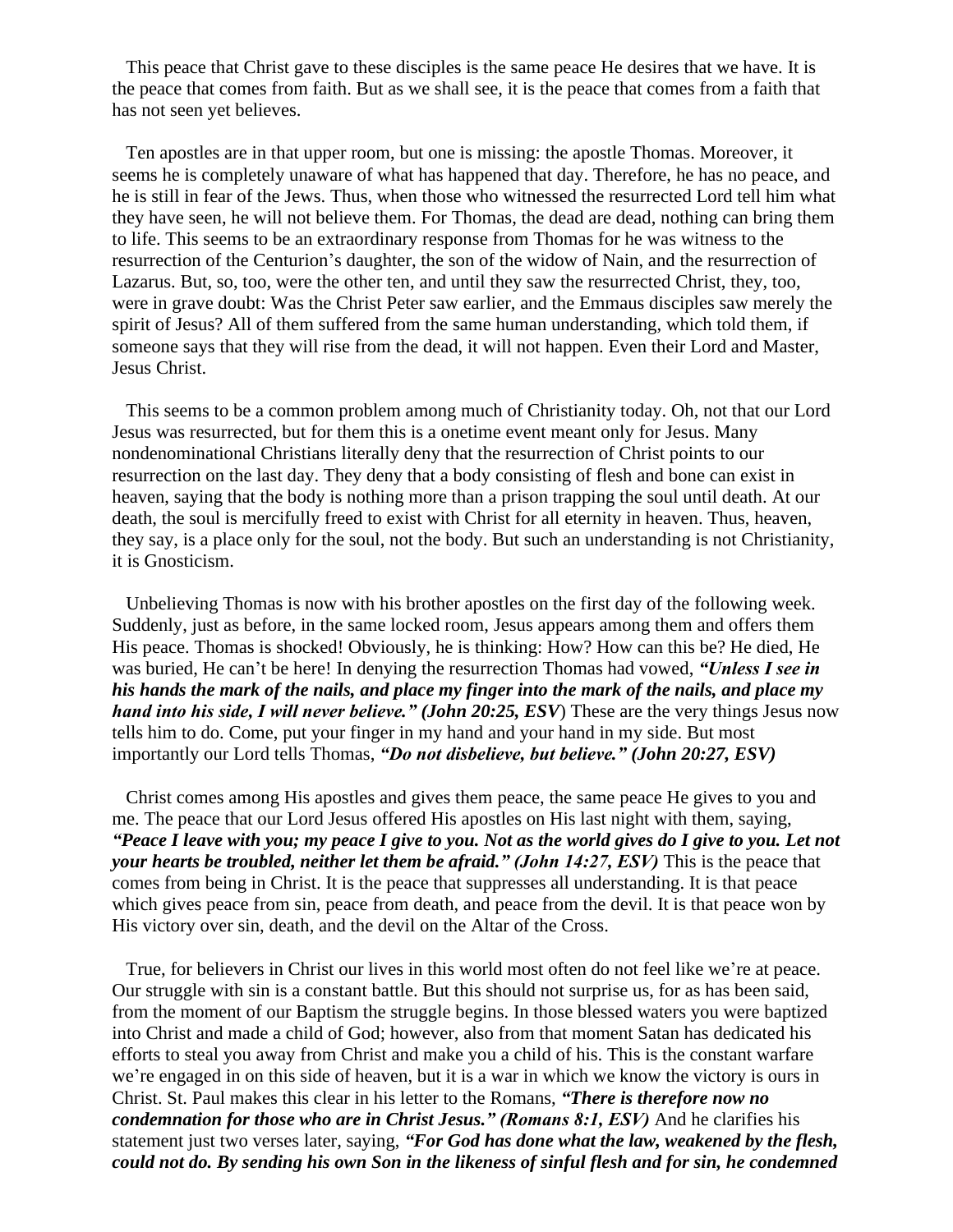This peace that Christ gave to these disciples is the same peace He desires that we have. It is the peace that comes from faith. But as we shall see, it is the peace that comes from a faith that has not seen yet believes.

Ten apostles are in that upper room, but one is missing: the apostle Thomas. Moreover, it seems he is completely unaware of what has happened that day. Therefore, he has no peace, and he is still in fear of the Jews. Thus, when those who witnessed the resurrected Lord tell him what they have seen, he will not believe them. For Thomas, the dead are dead, nothing can bring them to life. This seems to be an extraordinary response from Thomas for he was witness to the resurrection of the Centurion's daughter, the son of the widow of Nain, and the resurrection of Lazarus. But, so, too, were the other ten, and until they saw the resurrected Christ, they, too, were in grave doubt: Was the Christ Peter saw earlier, and the Emmaus disciples saw merely the spirit of Jesus? All of them suffered from the same human understanding, which told them, if someone says that they will rise from the dead, it will not happen. Even their Lord and Master, Jesus Christ.

This seems to be a common problem among much of Christianity today. Oh, not that our Lord Jesus was resurrected, but for them this is a onetime event meant only for Jesus. Many nondenominational Christians literally deny that the resurrection of Christ points to our resurrection on the last day. They deny that a body consisting of flesh and bone can exist in heaven, saying that the body is nothing more than a prison trapping the soul until death. At our death, the soul is mercifully freed to exist with Christ for all eternity in heaven. Thus, heaven, they say, is a place only for the soul, not the body. But such an understanding is not Christianity, it is Gnosticism.

Unbelieving Thomas is now with his brother apostles on the first day of the following week. Suddenly, just as before, in the same locked room, Jesus appears among them and offers them His peace. Thomas is shocked! Obviously, he is thinking: How? How can this be? He died, He was buried, He can't be here! In denying the resurrection Thomas had vowed, ***"Unless I see in his hands the mark of the nails, and place my finger into the mark of the nails, and place my hand into his side, I will never believe." (John 20:25, ESV***) These are the very things Jesus now tells him to do. Come, put your finger in my hand and your hand in my side. But most importantly our Lord tells Thomas, ***"Do not disbelieve, but believe." (John 20:27, ESV)***

Christ comes among His apostles and gives them peace, the same peace He gives to you and me. The peace that our Lord Jesus offered His apostles on His last night with them, saying, ***"Peace I leave with you; my peace I give to you. Not as the world gives do I give to you. Let not your hearts be troubled, neither let them be afraid." (John 14:27, ESV)*** This is the peace that comes from being in Christ. It is the peace that suppresses all understanding. It is that peace which gives peace from sin, peace from death, and peace from the devil. It is that peace won by His victory over sin, death, and the devil on the Altar of the Cross.

True, for believers in Christ our lives in this world most often do not feel like we're at peace. Our struggle with sin is a constant battle. But this should not surprise us, for as has been said, from the moment of our Baptism the struggle begins. In those blessed waters you were baptized into Christ and made a child of God; however, also from that moment Satan has dedicated his efforts to steal you away from Christ and make you a child of his. This is the constant warfare we're engaged in on this side of heaven, but it is a war in which we know the victory is ours in Christ. St. Paul makes this clear in his letter to the Romans, ***"There is therefore now no condemnation for those who are in Christ Jesus." (Romans 8:1, ESV)*** And he clarifies his statement just two verses later, saying, ***"For God has done what the law, weakened by the flesh, could not do. By sending his own Son in the likeness of sinful flesh and for sin, he condemned***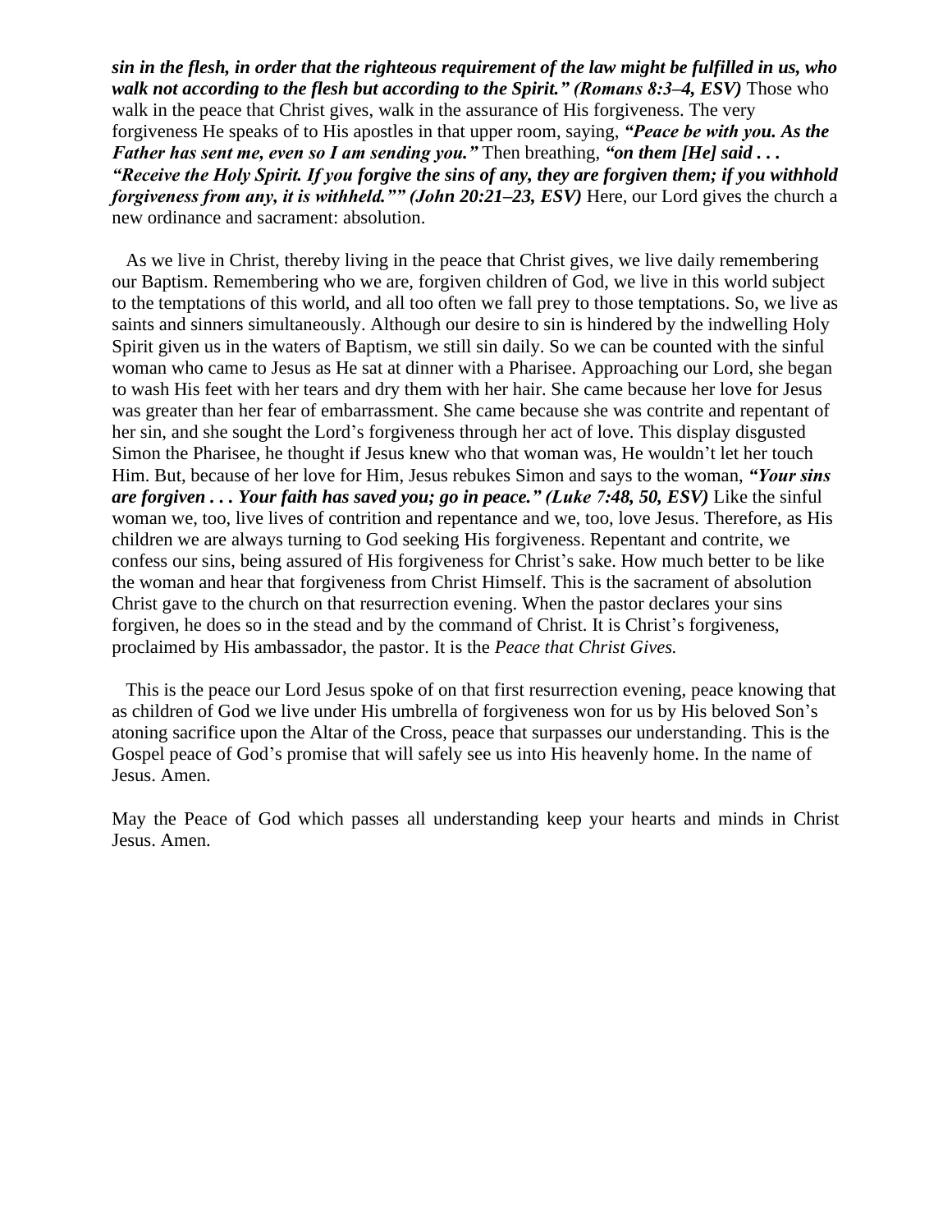***sin in the flesh, in order that the righteous requirement of the law might be fulfilled in us, who walk not according to the flesh but according to the Spirit." (Romans 8:3–4, ESV)*** Those who walk in the peace that Christ gives, walk in the assurance of His forgiveness. The very forgiveness He speaks of to His apostles in that upper room, saying, ***"Peace be with you. As the Father has sent me, even so I am sending you."*** Then breathing, ***"on them [He] said . . . "Receive the Holy Spirit. If you forgive the sins of any, they are forgiven them; if you withhold forgiveness from any, it is withheld."" (John 20:21–23, ESV)*** Here, our Lord gives the church a new ordinance and sacrament: absolution.

As we live in Christ, thereby living in the peace that Christ gives, we live daily remembering our Baptism. Remembering who we are, forgiven children of God, we live in this world subject to the temptations of this world, and all too often we fall prey to those temptations. So, we live as saints and sinners simultaneously. Although our desire to sin is hindered by the indwelling Holy Spirit given us in the waters of Baptism, we still sin daily. So we can be counted with the sinful woman who came to Jesus as He sat at dinner with a Pharisee. Approaching our Lord, she began to wash His feet with her tears and dry them with her hair. She came because her love for Jesus was greater than her fear of embarrassment. She came because she was contrite and repentant of her sin, and she sought the Lord's forgiveness through her act of love. This display disgusted Simon the Pharisee, he thought if Jesus knew who that woman was, He wouldn't let her touch Him. But, because of her love for Him, Jesus rebukes Simon and says to the woman, ***"Your sins are forgiven . . . Your faith has saved you; go in peace." (Luke 7:48, 50, ESV)*** Like the sinful woman we, too, live lives of contrition and repentance and we, too, love Jesus. Therefore, as His children we are always turning to God seeking His forgiveness. Repentant and contrite, we confess our sins, being assured of His forgiveness for Christ's sake. How much better to be like the woman and hear that forgiveness from Christ Himself. This is the sacrament of absolution Christ gave to the church on that resurrection evening. When the pastor declares your sins forgiven, he does so in the stead and by the command of Christ. It is Christ's forgiveness, proclaimed by His ambassador, the pastor. It is the *Peace that Christ Gives.*

This is the peace our Lord Jesus spoke of on that first resurrection evening, peace knowing that as children of God we live under His umbrella of forgiveness won for us by His beloved Son's atoning sacrifice upon the Altar of the Cross, peace that surpasses our understanding. This is the Gospel peace of God's promise that will safely see us into His heavenly home. In the name of Jesus. Amen.

May the Peace of God which passes all understanding keep your hearts and minds in Christ Jesus. Amen.